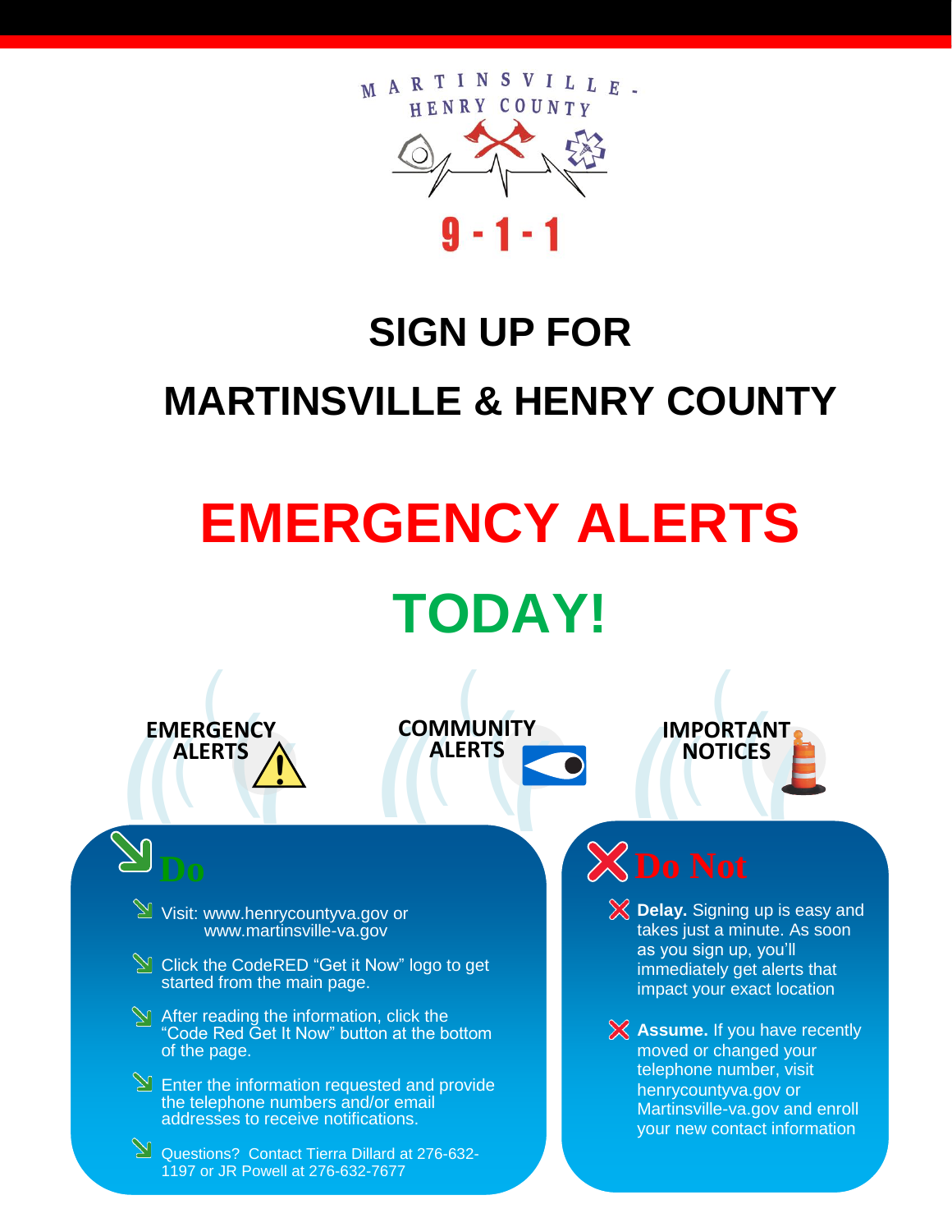MARTINSVILLE - HENRY COUNTY

9-1-1

# SIGN UP FOR

# MARTINSVILLE & HENRY COUNTY

# EMERGENCY ALERTS

# TODAY!

EMERGENCY ALERTS

COMMUNITY ALERTS

IMPORTANT NOTICES

## Do

- Visit: www.henrycountyva.gov or www.martinsville-va.gov
- Click the CodeRED "Get it Now" logo to get started from the main page.
- After reading the information, click the "Code Red Get It Now" button at the bottom of the page.
- Enter the information requested and provide the telephone numbers and/or email addresses to receive notifications.
- Questions? Contact Tierra Dillard at 276-632-1197 or JR Powell at 276-632-7677

## Do Not

- **Delay.** Signing up is easy and takes just a minute. As soon as you sign up, you'll immediately get alerts that impact your exact location
- **Assume.** If you have recently moved or changed your telephone number, visit henrycountyva.gov or Martinsville-va.gov and enroll your new contact information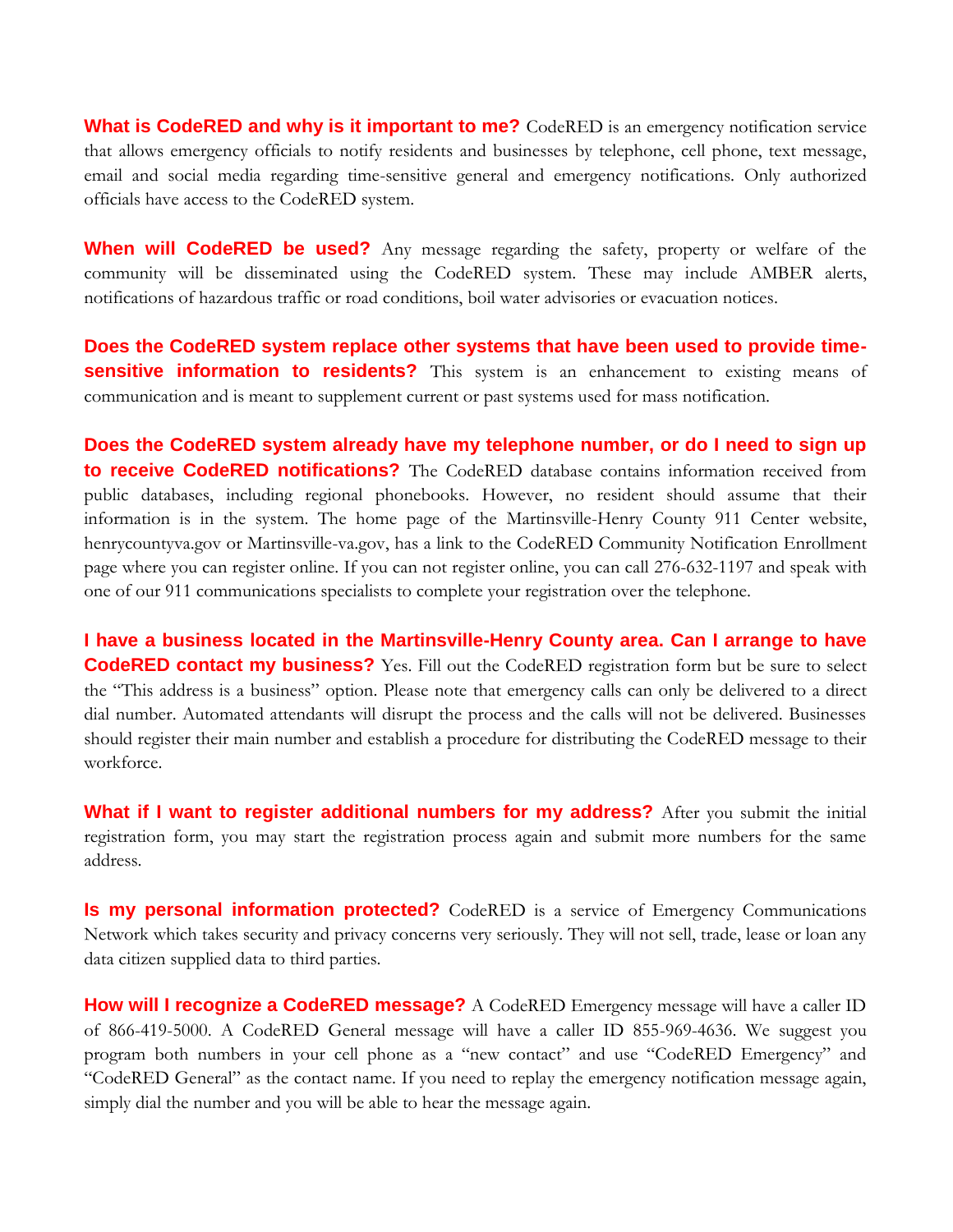**What is CodeRED and why is it important to me?** CodeRED is an emergency notification service that allows emergency officials to notify residents and businesses by telephone, cell phone, text message, email and social media regarding time-sensitive general and emergency notifications. Only authorized officials have access to the CodeRED system.

**When will CodeRED be used?** Any message regarding the safety, property or welfare of the community will be disseminated using the CodeRED system. These may include AMBER alerts, notifications of hazardous traffic or road conditions, boil water advisories or evacuation notices.

**Does the CodeRED system replace other systems that have been used to provide time-sensitive information to residents?** This system is an enhancement to existing means of communication and is meant to supplement current or past systems used for mass notification.

**Does the CodeRED system already have my telephone number, or do I need to sign up to receive CodeRED notifications?** The CodeRED database contains information received from public databases, including regional phonebooks. However, no resident should assume that their information is in the system. The home page of the Martinsville-Henry County 911 Center website, henrycountyva.gov or Martinsville-va.gov, has a link to the CodeRED Community Notification Enrollment page where you can register online. If you can not register online, you can call 276-632-1197 and speak with one of our 911 communications specialists to complete your registration over the telephone.

**I have a business located in the Martinsville-Henry County area. Can I arrange to have CodeRED contact my business?** Yes. Fill out the CodeRED registration form but be sure to select the "This address is a business" option. Please note that emergency calls can only be delivered to a direct dial number. Automated attendants will disrupt the process and the calls will not be delivered. Businesses should register their main number and establish a procedure for distributing the CodeRED message to their workforce.

**What if I want to register additional numbers for my address?** After you submit the initial registration form, you may start the registration process again and submit more numbers for the same address.

**Is my personal information protected?** CodeRED is a service of Emergency Communications Network which takes security and privacy concerns very seriously. They will not sell, trade, lease or loan any data citizen supplied data to third parties.

**How will I recognize a CodeRED message?** A CodeRED Emergency message will have a caller ID of 866-419-5000. A CodeRED General message will have a caller ID 855-969-4636. We suggest you program both numbers in your cell phone as a "new contact" and use "CodeRED Emergency" and "CodeRED General" as the contact name. If you need to replay the emergency notification message again, simply dial the number and you will be able to hear the message again.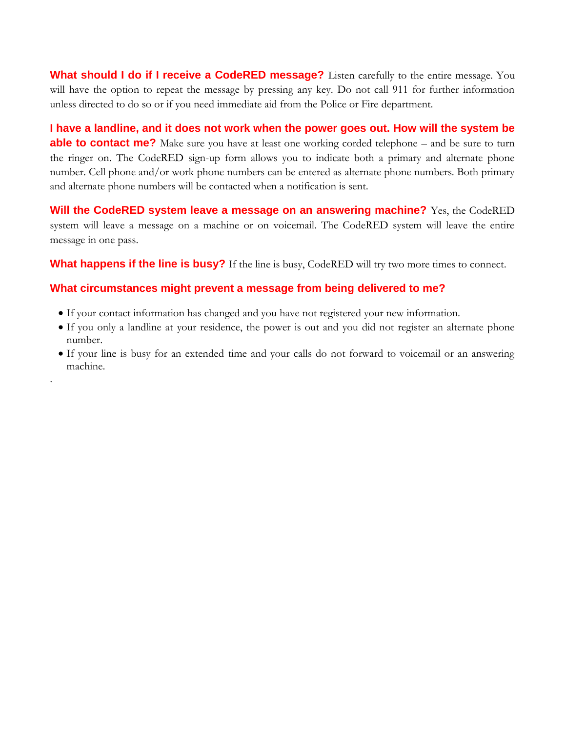**What should I do if I receive a CodeRED message?** Listen carefully to the entire message. You will have the option to repeat the message by pressing any key. Do not call 911 for further information unless directed to do so or if you need immediate aid from the Police or Fire department.

**I have a landline, and it does not work when the power goes out. How will the system be able to contact me?** Make sure you have at least one working corded telephone – and be sure to turn the ringer on. The CodeRED sign-up form allows you to indicate both a primary and alternate phone number. Cell phone and/or work phone numbers can be entered as alternate phone numbers. Both primary and alternate phone numbers will be contacted when a notification is sent.

**Will the CodeRED system leave a message on an answering machine?** Yes, the CodeRED system will leave a message on a machine or on voicemail. The CodeRED system will leave the entire message in one pass.

**What happens if the line is busy?** If the line is busy, CodeRED will try two more times to connect.

**What circumstances might prevent a message from being delivered to me?**

- If your contact information has changed and you have not registered your new information.
- If you only a landline at your residence, the power is out and you did not register an alternate phone number.
- If your line is busy for an extended time and your calls do not forward to voicemail or an answering machine.

.